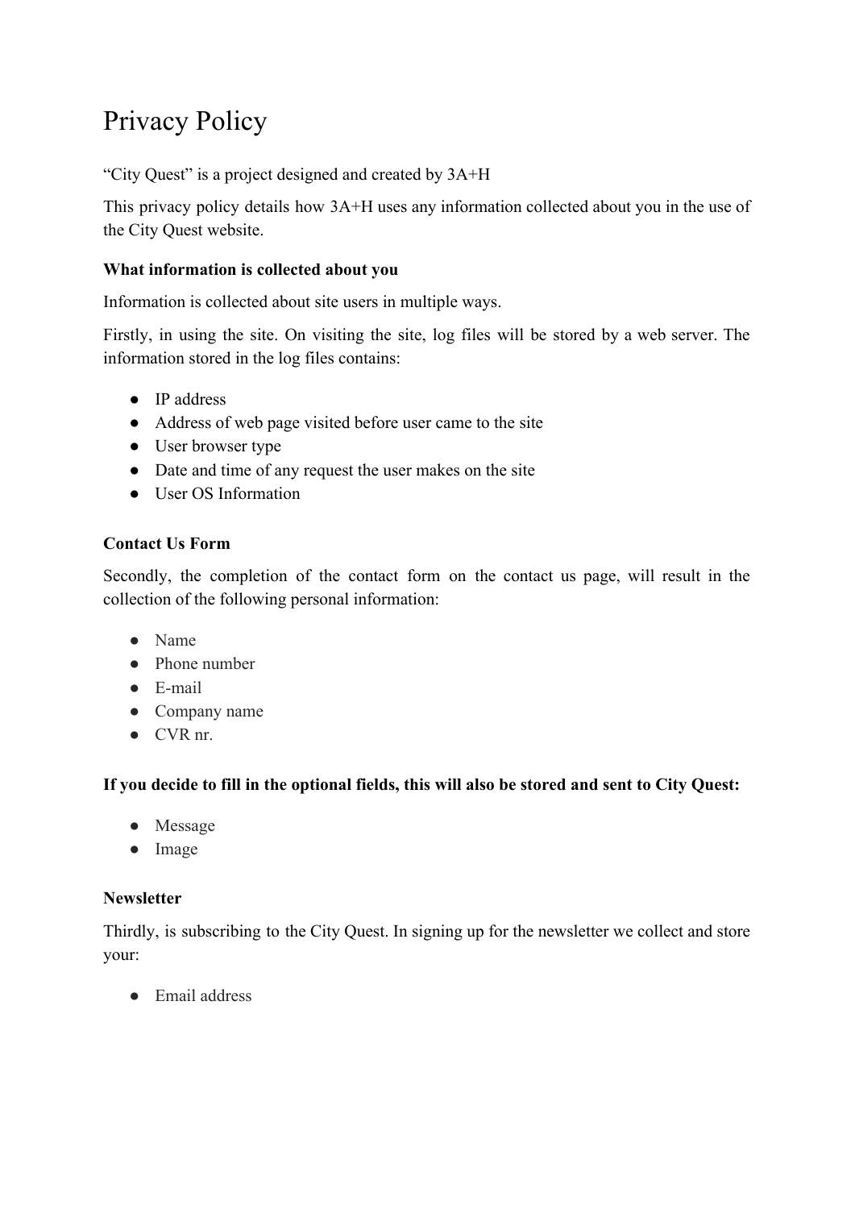# Privacy Policy

"City Quest" is a project designed and created by 3A+H

This privacy policy details how 3A+H uses any information collected about you in the use of the City Quest website.

**What information is collected about you**

Information is collected about site users in multiple ways.

Firstly, in using the site. On visiting the site, log files will be stored by a web server. The information stored in the log files contains:

- IP address
- Address of web page visited before user came to the site
- User browser type
- Date and time of any request the user makes on the site
- User OS Information

**Contact Us Form**

Secondly, the completion of the contact form on the contact us page, will result in the collection of the following personal information:

- Name
- Phone number
- E-mail
- Company name
- CVR nr.

**If you decide to fill in the optional fields, this will also be stored and sent to City Quest:**

- Message
- Image

**Newsletter**

Thirdly, is subscribing to the City Quest. In signing up for the newsletter we collect and store your:

- Email address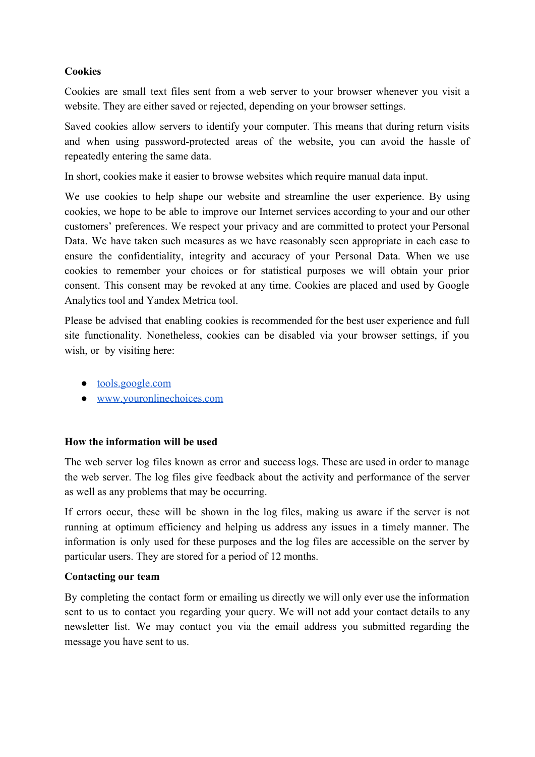**Cookies**

Cookies are small text files sent from a web server to your browser whenever you visit a website. They are either saved or rejected, depending on your browser settings.

Saved cookies allow servers to identify your computer. This means that during return visits and when using password-protected areas of the website, you can avoid the hassle of repeatedly entering the same data.

In short, cookies make it easier to browse websites which require manual data input.

We use cookies to help shape our website and streamline the user experience. By using cookies, we hope to be able to improve our Internet services according to your and our other customers' preferences. We respect your privacy and are committed to protect your Personal Data. We have taken such measures as we have reasonably seen appropriate in each case to ensure the confidentiality, integrity and accuracy of your Personal Data. When we use cookies to remember your choices or for statistical purposes we will obtain your prior consent. This consent may be revoked at any time. Cookies are placed and used by Google Analytics tool and Yandex Metrica tool.

Please be advised that enabling cookies is recommended for the best user experience and full site functionality. Nonetheless, cookies can be disabled via your browser settings, if you wish, or by visiting here:

- [tools.google.com](tools.google.com)
- [www.youronlinechoices.com](www.youronlinechoices.com)

**How the information will be used**

The web server log files known as error and success logs. These are used in order to manage the web server. The log files give feedback about the activity and performance of the server as well as any problems that may be occurring.

If errors occur, these will be shown in the log files, making us aware if the server is not running at optimum efficiency and helping us address any issues in a timely manner. The information is only used for these purposes and the log files are accessible on the server by particular users. They are stored for a period of 12 months.

**Contacting our team**

By completing the contact form or emailing us directly we will only ever use the information sent to us to contact you regarding your query. We will not add your contact details to any newsletter list. We may contact you via the email address you submitted regarding the message you have sent to us.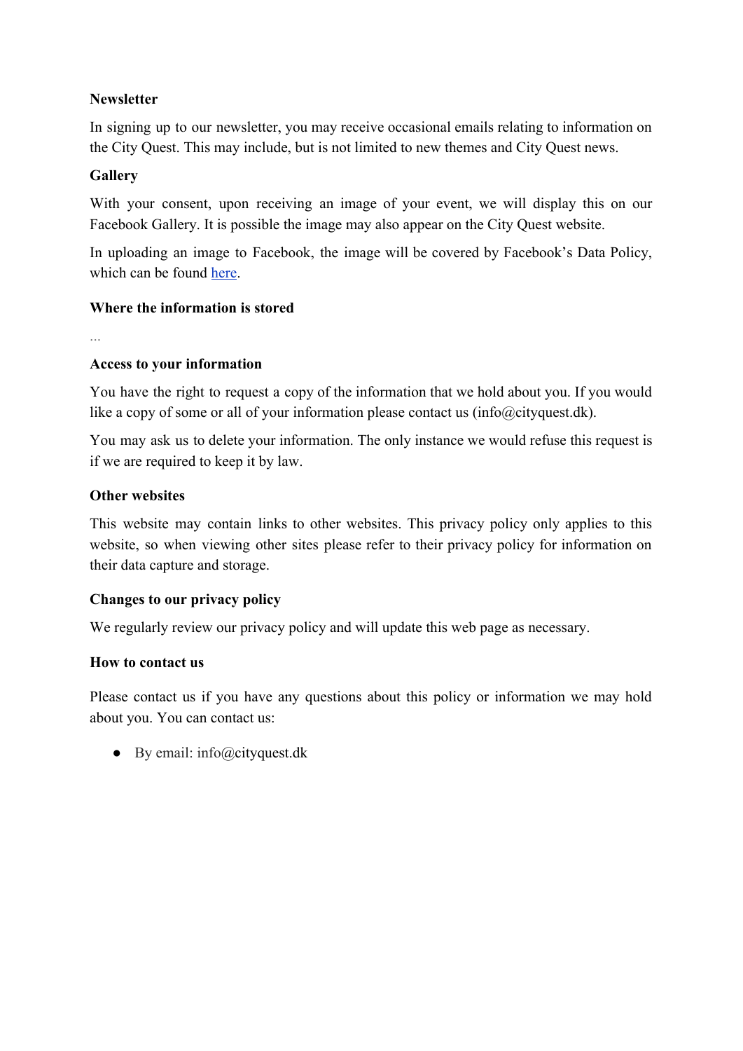**Newsletter**

In signing up to our newsletter, you may receive occasional emails relating to information on the City Quest. This may include, but is not limited to new themes and City Quest news.

**Gallery**

With your consent, upon receiving an image of your event, we will display this on our Facebook Gallery. It is possible the image may also appear on the City Quest website.

In uploading an image to Facebook, the image will be covered by Facebook's Data Policy, which can be found here.

**Where the information is stored**

...

**Access to your information**

You have the right to request a copy of the information that we hold about you. If you would like a copy of some or all of your information please contact us (info@cityquest.dk).

You may ask us to delete your information. The only instance we would refuse this request is if we are required to keep it by law.

**Other websites**

This website may contain links to other websites. This privacy policy only applies to this website, so when viewing other sites please refer to their privacy policy for information on their data capture and storage.

**Changes to our privacy policy**

We regularly review our privacy policy and will update this web page as necessary.

**How to contact us**

Please contact us if you have any questions about this policy or information we may hold about you. You can contact us:

- By email: info@cityquest.dk